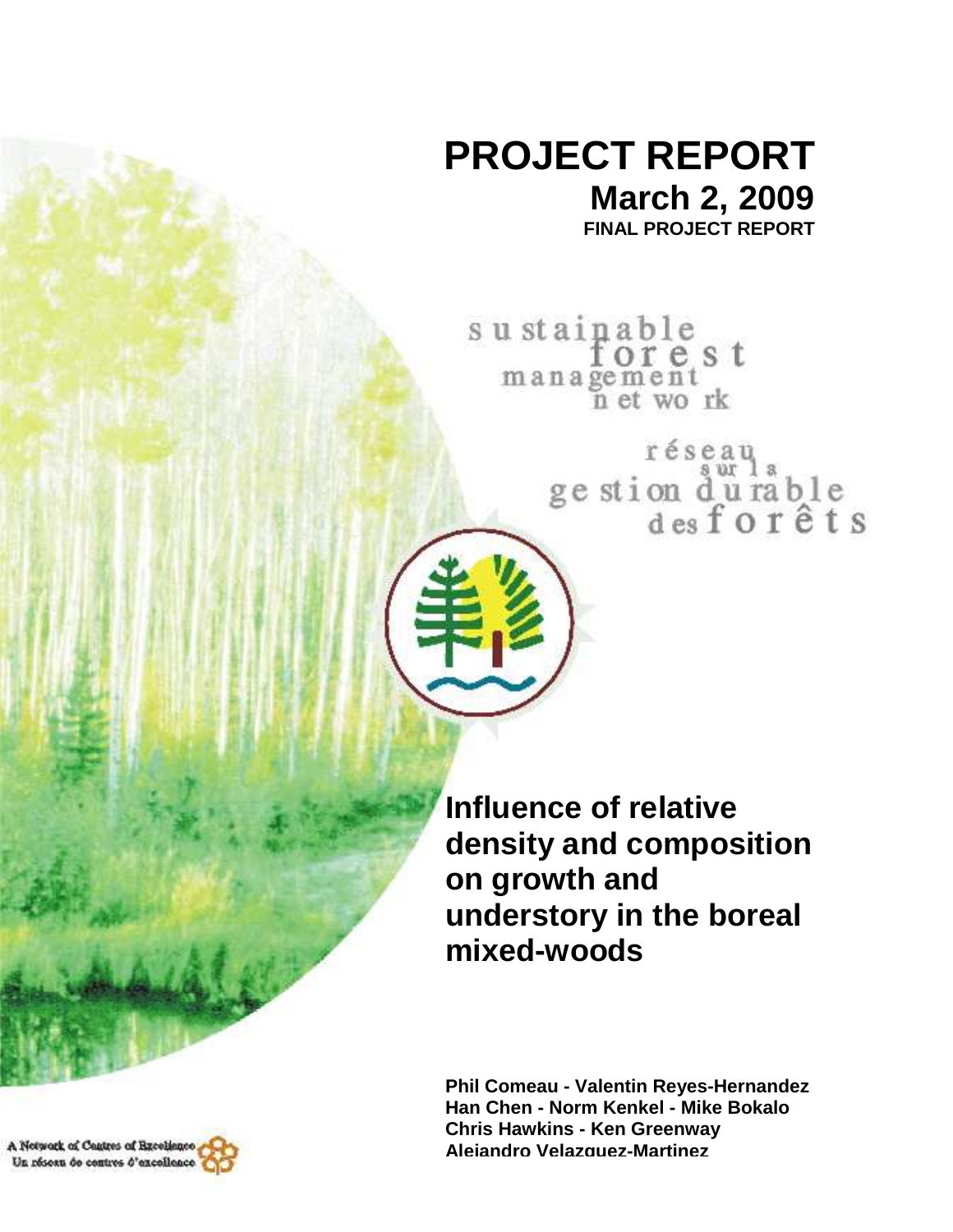# PROJECT REPORT

**March 2, 2009**

**FINAL PROJECT REPORT**

sustainable forest management network

réseau sur la gestion durable des forêts

# Influence of relative density and composition on growth and understory in the boreal mixed-woods

**Phil Comeau - Valentin Reyes-Hernandez**
**Han Chen - Norm Kenkel - Mike Bokalo**
**Chris Hawkins - Ken Greenway**
**Alejandro Velazquez-Martinez**

A Network of Centres of Excellence
Un réseau de centres d'excellence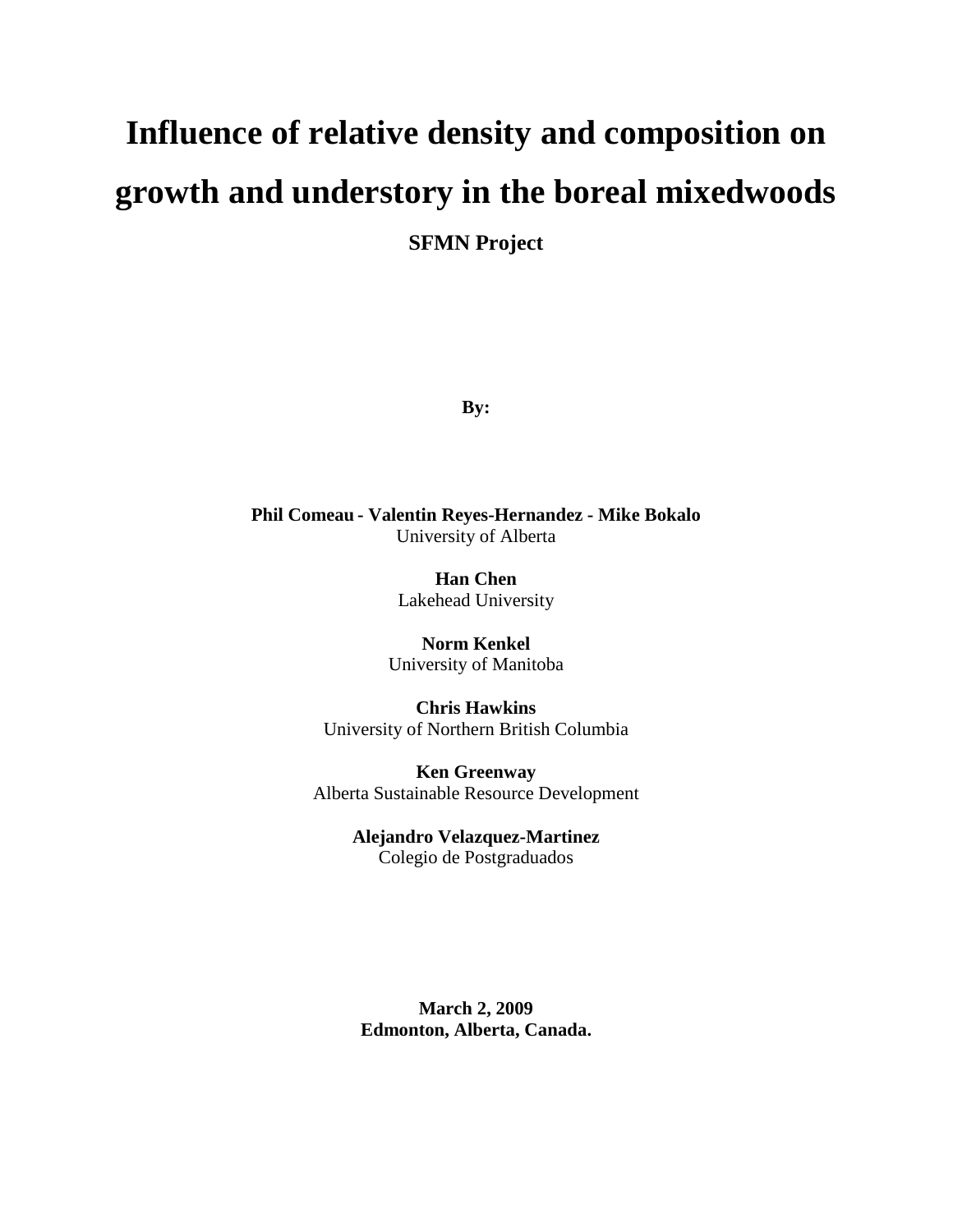# Influence of relative density and composition on growth and understory in the boreal mixedwoods

**SFMN Project**

**By:**

**Phil Comeau - Valentin Reyes-Hernandez - Mike Bokalo**
University of Alberta

**Han Chen**
Lakehead University

**Norm Kenkel**
University of Manitoba

**Chris Hawkins**
University of Northern British Columbia

**Ken Greenway**
Alberta Sustainable Resource Development

**Alejandro Velazquez-Martinez**
Colegio de Postgraduados

**March 2, 2009**
**Edmonton, Alberta, Canada.**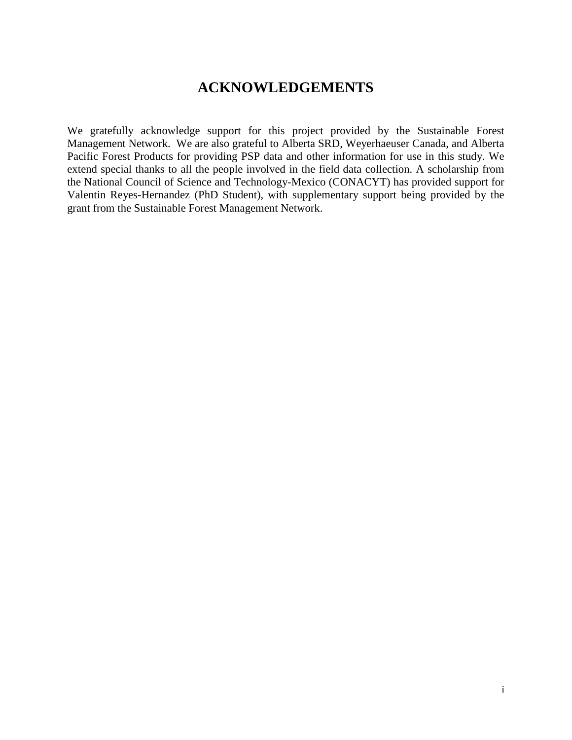# ACKNOWLEDGEMENTS

We gratefully acknowledge support for this project provided by the Sustainable Forest Management Network. We are also grateful to Alberta SRD, Weyerhaeuser Canada, and Alberta Pacific Forest Products for providing PSP data and other information for use in this study. We extend special thanks to all the people involved in the field data collection. A scholarship from the National Council of Science and Technology-Mexico (CONACYT) has provided support for Valentin Reyes-Hernandez (PhD Student), with supplementary support being provided by the grant from the Sustainable Forest Management Network.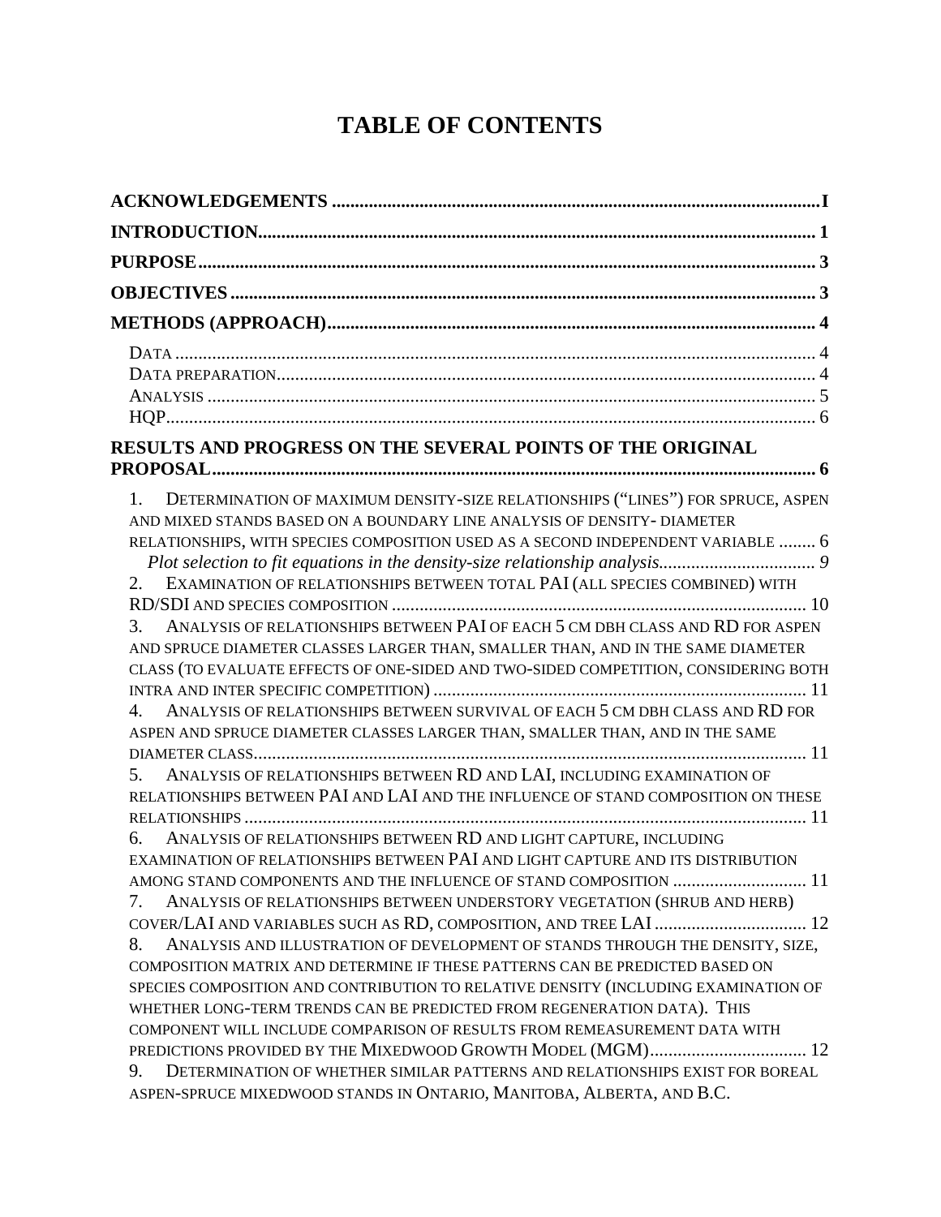# TABLE OF CONTENTS

**ACKNOWLEDGEMENTS** ....................................................................................................... **I**

**INTRODUCTION**.................................................................................................................. **1**

**PURPOSE**............................................................................................................................. **3**

**OBJECTIVES** ....................................................................................................................... **3**

**METHODS (APPROACH)**.................................................................................................. **4**

- DATA ................................................................................................................................. 4
- DATA PREPARATION........................................................................................................... 4
- ANALYSIS .......................................................................................................................... 5
- HQP.................................................................................................................................... 6

**RESULTS AND PROGRESS ON THE SEVERAL POINTS OF THE ORIGINAL PROPOSAL**................................................................................................................................ **6**

1. DETERMINATION OF MAXIMUM DENSITY-SIZE RELATIONSHIPS ("LINES") FOR SPRUCE, ASPEN AND MIXED STANDS BASED ON A BOUNDARY LINE ANALYSIS OF DENSITY- DIAMETER RELATIONSHIPS, WITH SPECIES COMPOSITION USED AS A SECOND INDEPENDENT VARIABLE ........ 6
   - *Plot selection to fit equations in the density-size relationship analysis*.................................. *9*
2. EXAMINATION OF RELATIONSHIPS BETWEEN TOTAL PAI (ALL SPECIES COMBINED) WITH RD/SDI AND SPECIES COMPOSITION ......................................................................................... 10
3. ANALYSIS OF RELATIONSHIPS BETWEEN PAI OF EACH 5 CM DBH CLASS AND RD FOR ASPEN AND SPRUCE DIAMETER CLASSES LARGER THAN, SMALLER THAN, AND IN THE SAME DIAMETER CLASS (TO EVALUATE EFFECTS OF ONE-SIDED AND TWO-SIDED COMPETITION, CONSIDERING BOTH INTRA AND INTER SPECIFIC COMPETITION) ................................................................................ 11
4. ANALYSIS OF RELATIONSHIPS BETWEEN SURVIVAL OF EACH 5 CM DBH CLASS AND RD FOR ASPEN AND SPRUCE DIAMETER CLASSES LARGER THAN, SMALLER THAN, AND IN THE SAME DIAMETER CLASS....................................................................................................................... 11
5. ANALYSIS OF RELATIONSHIPS BETWEEN RD AND LAI, INCLUDING EXAMINATION OF RELATIONSHIPS BETWEEN PAI AND LAI AND THE INFLUENCE OF STAND COMPOSITION ON THESE RELATIONSHIPS ......................................................................................................................... 11
6. ANALYSIS OF RELATIONSHIPS BETWEEN RD AND LIGHT CAPTURE, INCLUDING EXAMINATION OF RELATIONSHIPS BETWEEN PAI AND LIGHT CAPTURE AND ITS DISTRIBUTION AMONG STAND COMPONENTS AND THE INFLUENCE OF STAND COMPOSITION ............................. 11
7. ANALYSIS OF RELATIONSHIPS BETWEEN UNDERSTORY VEGETATION (SHRUB AND HERB) COVER/LAI AND VARIABLES SUCH AS RD, COMPOSITION, AND TREE LAI ................................. 12
8. ANALYSIS AND ILLUSTRATION OF DEVELOPMENT OF STANDS THROUGH THE DENSITY, SIZE, COMPOSITION MATRIX AND DETERMINE IF THESE PATTERNS CAN BE PREDICTED BASED ON SPECIES COMPOSITION AND CONTRIBUTION TO RELATIVE DENSITY (INCLUDING EXAMINATION OF WHETHER LONG-TERM TRENDS CAN BE PREDICTED FROM REGENERATION DATA). THIS COMPONENT WILL INCLUDE COMPARISON OF RESULTS FROM REMEASUREMENT DATA WITH PREDICTIONS PROVIDED BY THE MIXEDWOOD GROWTH MODEL (MGM).................................. 12
9. DETERMINATION OF WHETHER SIMILAR PATTERNS AND RELATIONSHIPS EXIST FOR BOREAL ASPEN-SPRUCE MIXEDWOOD STANDS IN ONTARIO, MANITOBA, ALBERTA, AND B.C.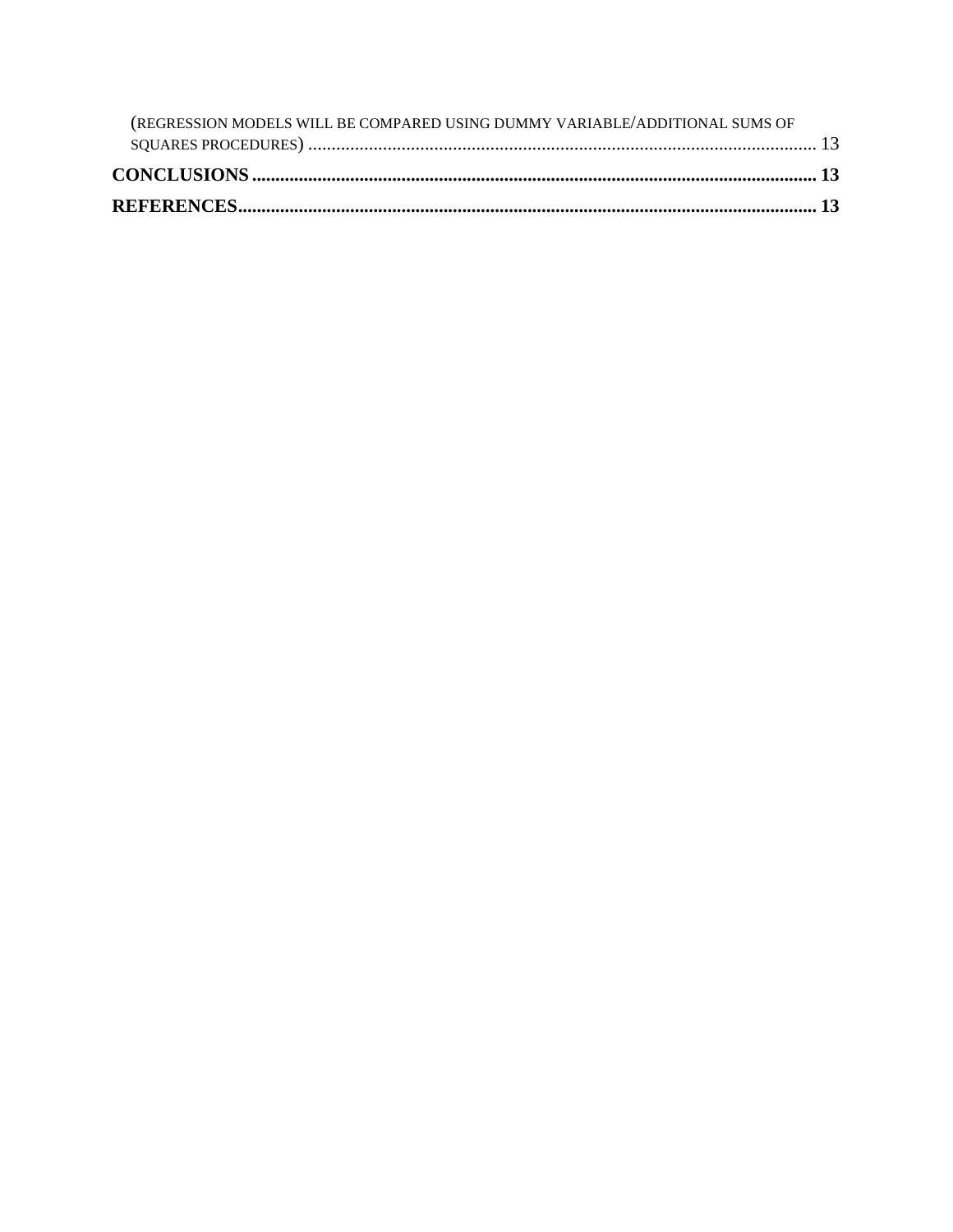(REGRESSION MODELS WILL BE COMPARED USING DUMMY VARIABLE/ADDITIONAL SUMS OF SQUARES PROCEDURES) ............................................................................................................ 13

**CONCLUSIONS ....................................................................................................................... 13**

**REFERENCES......................................................................................................................... 13**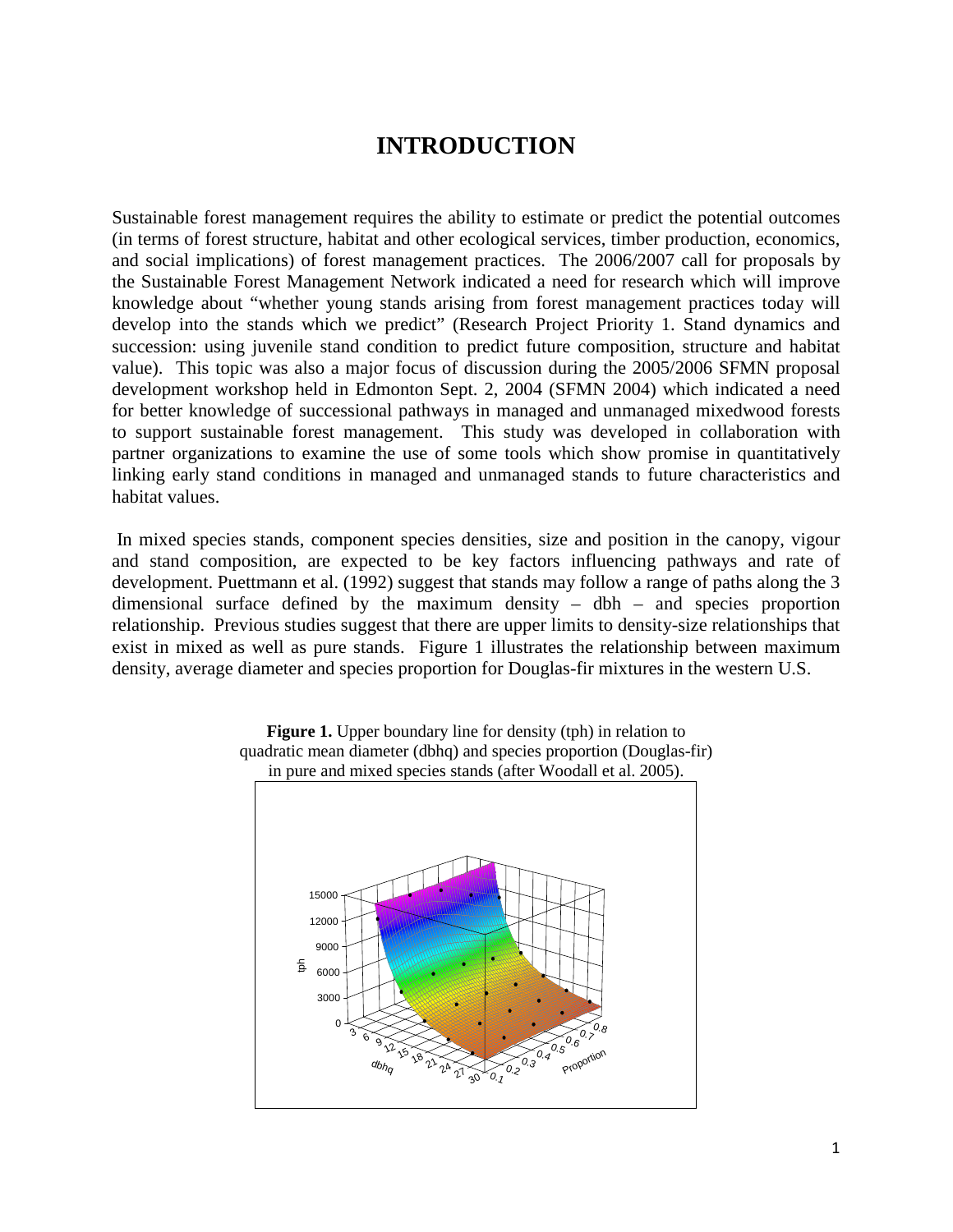# INTRODUCTION

Sustainable forest management requires the ability to estimate or predict the potential outcomes (in terms of forest structure, habitat and other ecological services, timber production, economics, and social implications) of forest management practices. The 2006/2007 call for proposals by the Sustainable Forest Management Network indicated a need for research which will improve knowledge about "whether young stands arising from forest management practices today will develop into the stands which we predict" (Research Project Priority 1. Stand dynamics and succession: using juvenile stand condition to predict future composition, structure and habitat value). This topic was also a major focus of discussion during the 2005/2006 SFMN proposal development workshop held in Edmonton Sept. 2, 2004 (SFMN 2004) which indicated a need for better knowledge of successional pathways in managed and unmanaged mixedwood forests to support sustainable forest management. This study was developed in collaboration with partner organizations to examine the use of some tools which show promise in quantitatively linking early stand conditions in managed and unmanaged stands to future characteristics and habitat values.

In mixed species stands, component species densities, size and position in the canopy, vigour and stand composition, are expected to be key factors influencing pathways and rate of development. Puettmann et al. (1992) suggest that stands may follow a range of paths along the 3 dimensional surface defined by the maximum density – dbh – and species proportion relationship. Previous studies suggest that there are upper limits to density-size relationships that exist in mixed as well as pure stands. Figure 1 illustrates the relationship between maximum density, average diameter and species proportion for Douglas-fir mixtures in the western U.S.

**Figure 1.** Upper boundary line for density (tph) in relation to quadratic mean diameter (dbhq) and species proportion (Douglas-fir) in pure and mixed species stands (after Woodall et al. 2005).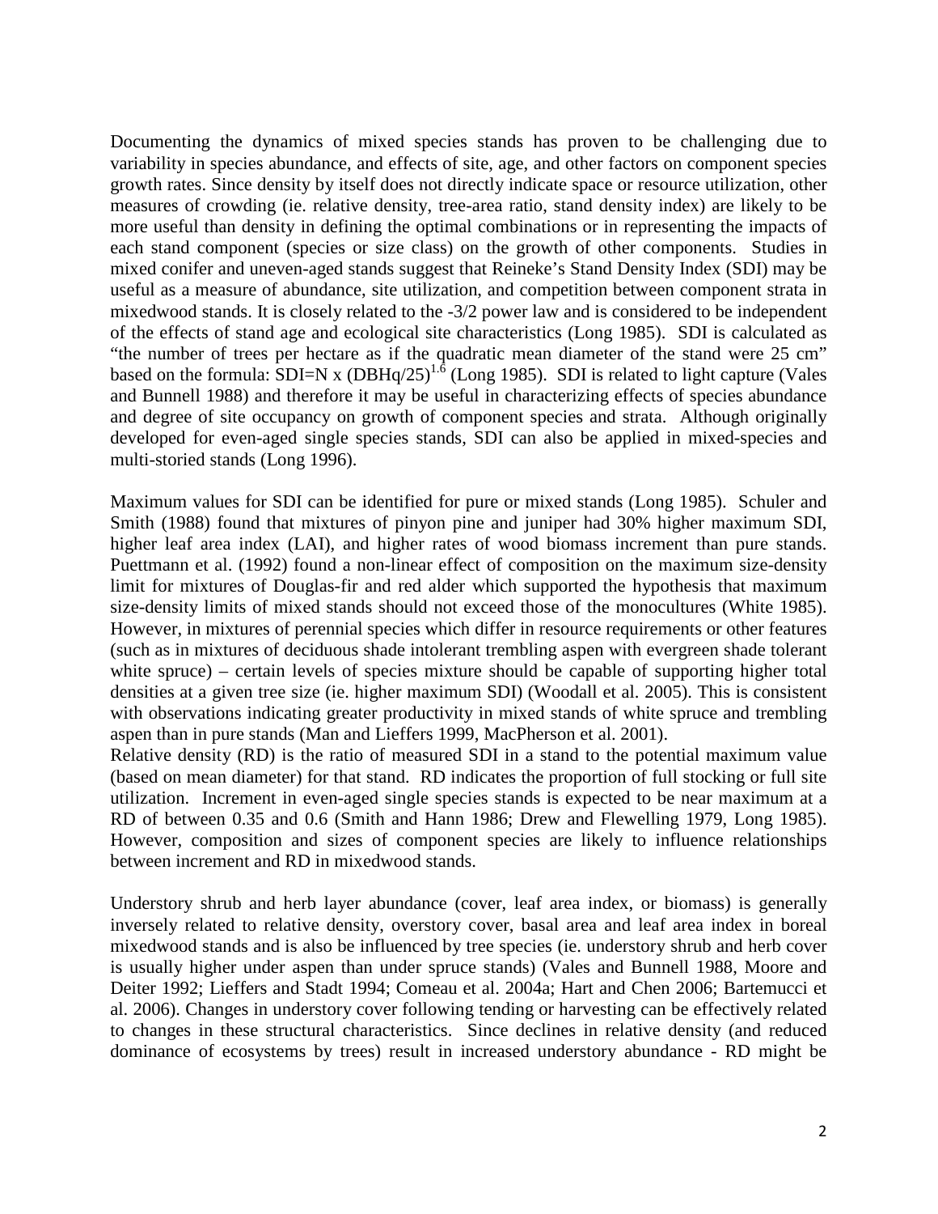Documenting the dynamics of mixed species stands has proven to be challenging due to variability in species abundance, and effects of site, age, and other factors on component species growth rates. Since density by itself does not directly indicate space or resource utilization, other measures of crowding (ie. relative density, tree-area ratio, stand density index) are likely to be more useful than density in defining the optimal combinations or in representing the impacts of each stand component (species or size class) on the growth of other components. Studies in mixed conifer and uneven-aged stands suggest that Reineke's Stand Density Index (SDI) may be useful as a measure of abundance, site utilization, and competition between component strata in mixedwood stands. It is closely related to the -3/2 power law and is considered to be independent of the effects of stand age and ecological site characteristics (Long 1985). SDI is calculated as "the number of trees per hectare as if the quadratic mean diameter of the stand were 25 cm" based on the formula: $SDI = N \times (DBHq/25)^{1.6}$ (Long 1985). SDI is related to light capture (Vales and Bunnell 1988) and therefore it may be useful in characterizing effects of species abundance and degree of site occupancy on growth of component species and strata. Although originally developed for even-aged single species stands, SDI can also be applied in mixed-species and multi-storied stands (Long 1996).

Maximum values for SDI can be identified for pure or mixed stands (Long 1985). Schuler and Smith (1988) found that mixtures of pinyon pine and juniper had 30% higher maximum SDI, higher leaf area index (LAI), and higher rates of wood biomass increment than pure stands. Puettmann et al. (1992) found a non-linear effect of composition on the maximum size-density limit for mixtures of Douglas-fir and red alder which supported the hypothesis that maximum size-density limits of mixed stands should not exceed those of the monocultures (White 1985). However, in mixtures of perennial species which differ in resource requirements or other features (such as in mixtures of deciduous shade intolerant trembling aspen with evergreen shade tolerant white spruce) – certain levels of species mixture should be capable of supporting higher total densities at a given tree size (ie. higher maximum SDI) (Woodall et al. 2005). This is consistent with observations indicating greater productivity in mixed stands of white spruce and trembling aspen than in pure stands (Man and Lieffers 1999, MacPherson et al. 2001).

Relative density (RD) is the ratio of measured SDI in a stand to the potential maximum value (based on mean diameter) for that stand. RD indicates the proportion of full stocking or full site utilization. Increment in even-aged single species stands is expected to be near maximum at a RD of between 0.35 and 0.6 (Smith and Hann 1986; Drew and Flewelling 1979, Long 1985). However, composition and sizes of component species are likely to influence relationships between increment and RD in mixedwood stands.

Understory shrub and herb layer abundance (cover, leaf area index, or biomass) is generally inversely related to relative density, overstory cover, basal area and leaf area index in boreal mixedwood stands and is also be influenced by tree species (ie. understory shrub and herb cover is usually higher under aspen than under spruce stands) (Vales and Bunnell 1988, Moore and Deiter 1992; Lieffers and Stadt 1994; Comeau et al. 2004a; Hart and Chen 2006; Bartemucci et al. 2006). Changes in understory cover following tending or harvesting can be effectively related to changes in these structural characteristics. Since declines in relative density (and reduced dominance of ecosystems by trees) result in increased understory abundance - RD might be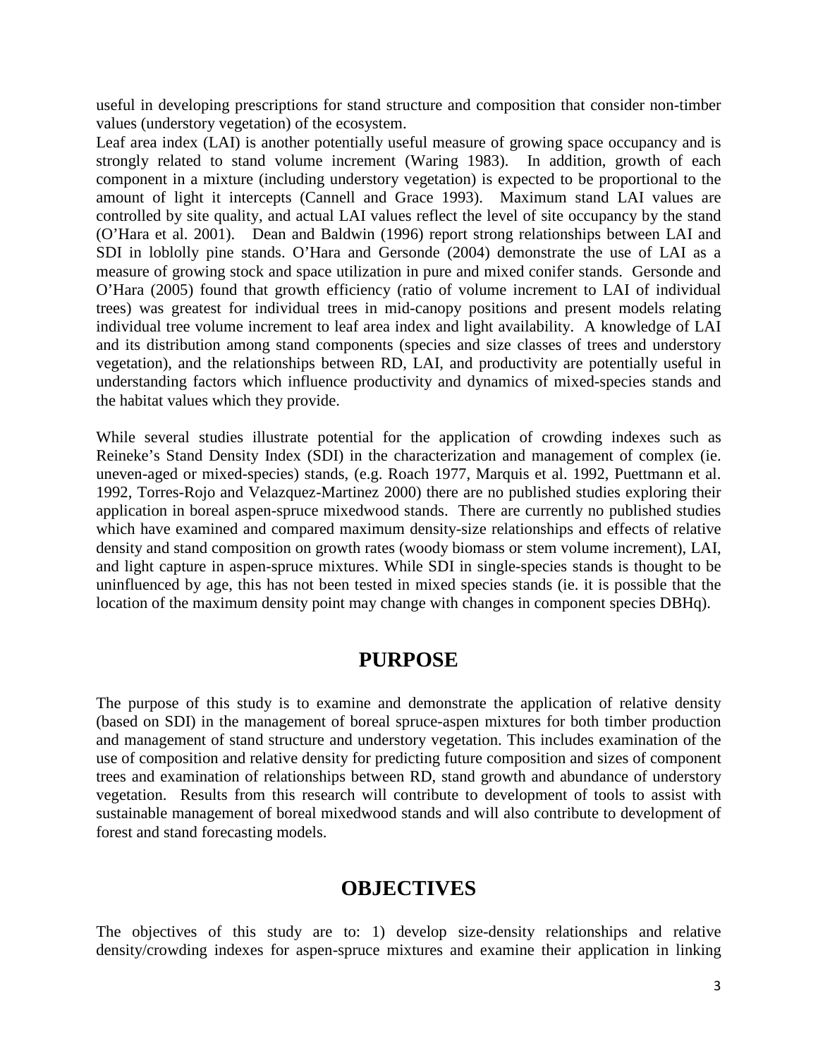useful in developing prescriptions for stand structure and composition that consider non-timber values (understory vegetation) of the ecosystem.
Leaf area index (LAI) is another potentially useful measure of growing space occupancy and is strongly related to stand volume increment (Waring 1983). In addition, growth of each component in a mixture (including understory vegetation) is expected to be proportional to the amount of light it intercepts (Cannell and Grace 1993). Maximum stand LAI values are controlled by site quality, and actual LAI values reflect the level of site occupancy by the stand (O'Hara et al. 2001). Dean and Baldwin (1996) report strong relationships between LAI and SDI in loblolly pine stands. O'Hara and Gersonde (2004) demonstrate the use of LAI as a measure of growing stock and space utilization in pure and mixed conifer stands. Gersonde and O'Hara (2005) found that growth efficiency (ratio of volume increment to LAI of individual trees) was greatest for individual trees in mid-canopy positions and present models relating individual tree volume increment to leaf area index and light availability. A knowledge of LAI and its distribution among stand components (species and size classes of trees and understory vegetation), and the relationships between RD, LAI, and productivity are potentially useful in understanding factors which influence productivity and dynamics of mixed-species stands and the habitat values which they provide.

While several studies illustrate potential for the application of crowding indexes such as Reineke's Stand Density Index (SDI) in the characterization and management of complex (ie. uneven-aged or mixed-species) stands, (e.g. Roach 1977, Marquis et al. 1992, Puettmann et al. 1992, Torres-Rojo and Velazquez-Martinez 2000) there are no published studies exploring their application in boreal aspen-spruce mixedwood stands. There are currently no published studies which have examined and compared maximum density-size relationships and effects of relative density and stand composition on growth rates (woody biomass or stem volume increment), LAI, and light capture in aspen-spruce mixtures. While SDI in single-species stands is thought to be uninfluenced by age, this has not been tested in mixed species stands (ie. it is possible that the location of the maximum density point may change with changes in component species DBHq).

## PURPOSE

The purpose of this study is to examine and demonstrate the application of relative density (based on SDI) in the management of boreal spruce-aspen mixtures for both timber production and management of stand structure and understory vegetation. This includes examination of the use of composition and relative density for predicting future composition and sizes of component trees and examination of relationships between RD, stand growth and abundance of understory vegetation. Results from this research will contribute to development of tools to assist with sustainable management of boreal mixedwood stands and will also contribute to development of forest and stand forecasting models.

## OBJECTIVES

The objectives of this study are to: 1) develop size-density relationships and relative density/crowding indexes for aspen-spruce mixtures and examine their application in linking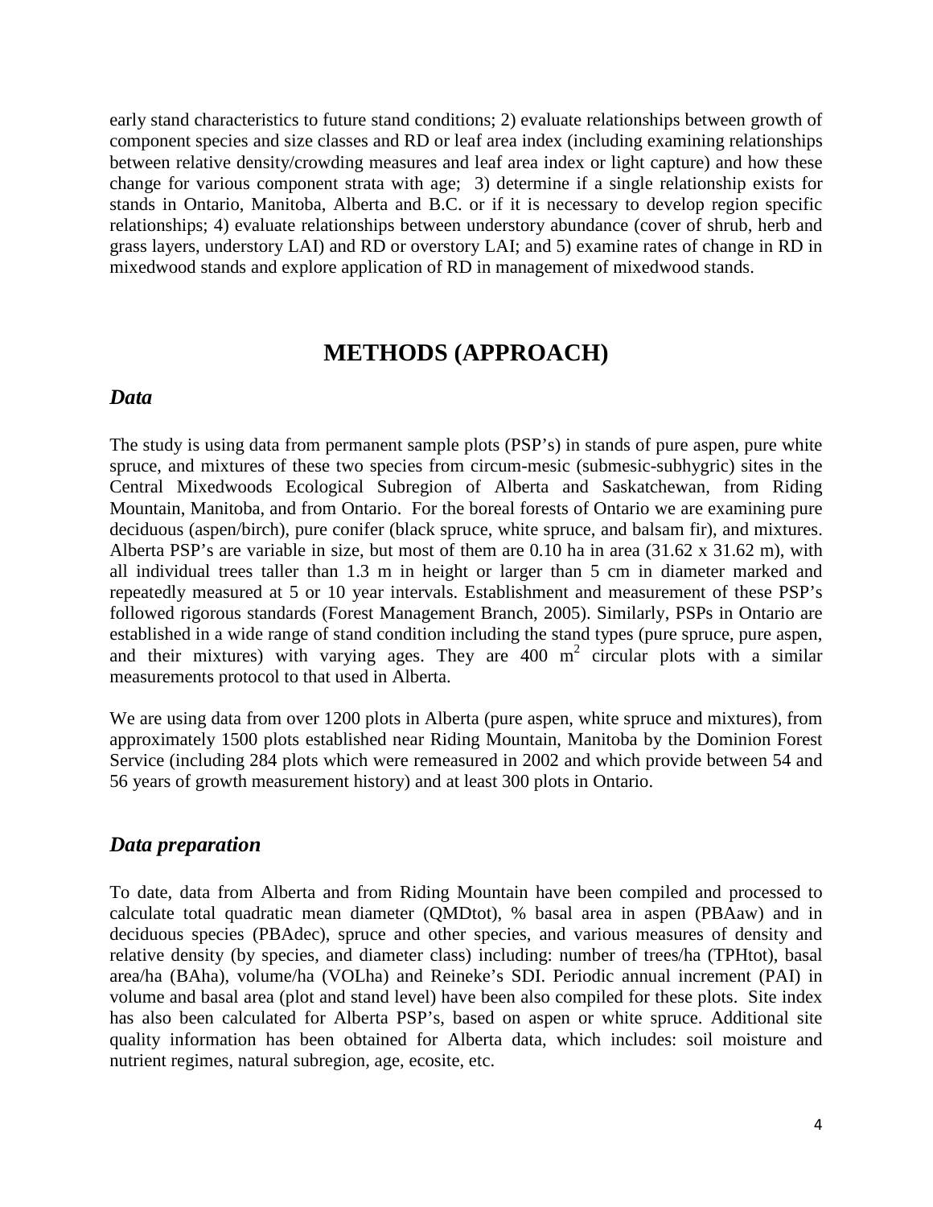early stand characteristics to future stand conditions; 2) evaluate relationships between growth of component species and size classes and RD or leaf area index (including examining relationships between relative density/crowding measures and leaf area index or light capture) and how these change for various component strata with age; 3) determine if a single relationship exists for stands in Ontario, Manitoba, Alberta and B.C. or if it is necessary to develop region specific relationships; 4) evaluate relationships between understory abundance (cover of shrub, herb and grass layers, understory LAI) and RD or overstory LAI; and 5) examine rates of change in RD in mixedwood stands and explore application of RD in management of mixedwood stands.

# METHODS (APPROACH)

## *Data*

The study is using data from permanent sample plots (PSP's) in stands of pure aspen, pure white spruce, and mixtures of these two species from circum-mesic (submesic-subhygric) sites in the Central Mixedwoods Ecological Subregion of Alberta and Saskatchewan, from Riding Mountain, Manitoba, and from Ontario. For the boreal forests of Ontario we are examining pure deciduous (aspen/birch), pure conifer (black spruce, white spruce, and balsam fir), and mixtures. Alberta PSP's are variable in size, but most of them are 0.10 ha in area (31.62 x 31.62 m), with all individual trees taller than 1.3 m in height or larger than 5 cm in diameter marked and repeatedly measured at 5 or 10 year intervals. Establishment and measurement of these PSP's followed rigorous standards (Forest Management Branch, 2005). Similarly, PSPs in Ontario are established in a wide range of stand condition including the stand types (pure spruce, pure aspen, and their mixtures) with varying ages. They are 400 $m^2$ circular plots with a similar measurements protocol to that used in Alberta.

We are using data from over 1200 plots in Alberta (pure aspen, white spruce and mixtures), from approximately 1500 plots established near Riding Mountain, Manitoba by the Dominion Forest Service (including 284 plots which were remeasured in 2002 and which provide between 54 and 56 years of growth measurement history) and at least 300 plots in Ontario.

## *Data preparation*

To date, data from Alberta and from Riding Mountain have been compiled and processed to calculate total quadratic mean diameter (QMDtot), % basal area in aspen (PBAaw) and in deciduous species (PBAdec), spruce and other species, and various measures of density and relative density (by species, and diameter class) including: number of trees/ha (TPHtot), basal area/ha (BAha), volume/ha (VOLha) and Reineke's SDI. Periodic annual increment (PAI) in volume and basal area (plot and stand level) have been also compiled for these plots. Site index has also been calculated for Alberta PSP's, based on aspen or white spruce. Additional site quality information has been obtained for Alberta data, which includes: soil moisture and nutrient regimes, natural subregion, age, ecosite, etc.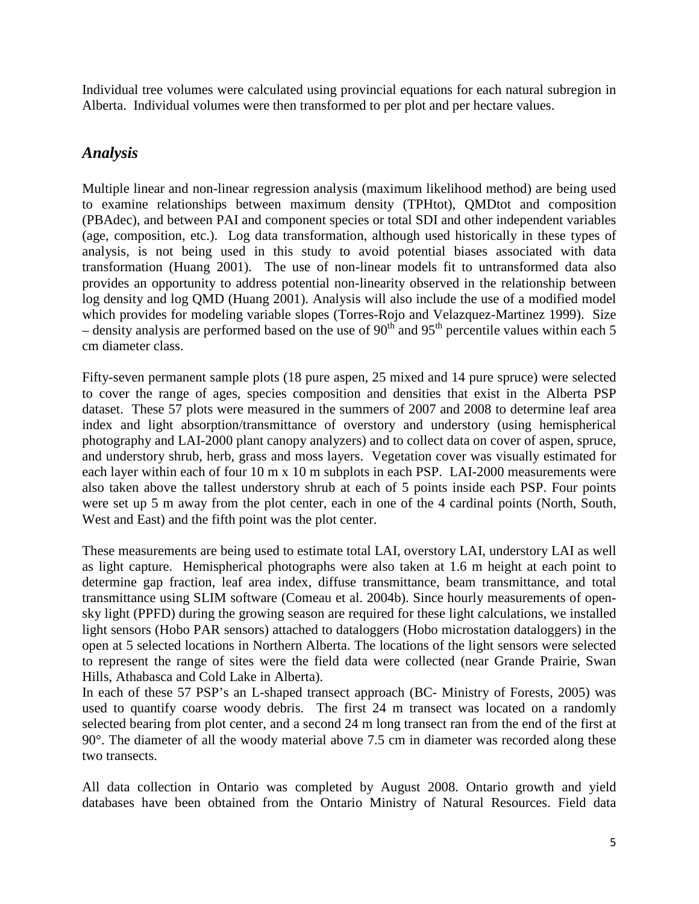Individual tree volumes were calculated using provincial equations for each natural subregion in Alberta. Individual volumes were then transformed to per plot and per hectare values.

## *Analysis*

Multiple linear and non-linear regression analysis (maximum likelihood method) are being used to examine relationships between maximum density (TPHtot), QMDtot and composition (PBAdec), and between PAI and component species or total SDI and other independent variables (age, composition, etc.). Log data transformation, although used historically in these types of analysis, is not being used in this study to avoid potential biases associated with data transformation (Huang 2001). The use of non-linear models fit to untransformed data also provides an opportunity to address potential non-linearity observed in the relationship between log density and log QMD (Huang 2001). Analysis will also include the use of a modified model which provides for modeling variable slopes (Torres-Rojo and Velazquez-Martinez 1999). Size – density analysis are performed based on the use of 90$^{th}$ and 95$^{th}$ percentile values within each 5 cm diameter class.

Fifty-seven permanent sample plots (18 pure aspen, 25 mixed and 14 pure spruce) were selected to cover the range of ages, species composition and densities that exist in the Alberta PSP dataset. These 57 plots were measured in the summers of 2007 and 2008 to determine leaf area index and light absorption/transmittance of overstory and understory (using hemispherical photography and LAI-2000 plant canopy analyzers) and to collect data on cover of aspen, spruce, and understory shrub, herb, grass and moss layers. Vegetation cover was visually estimated for each layer within each of four 10 m x 10 m subplots in each PSP. LAI-2000 measurements were also taken above the tallest understory shrub at each of 5 points inside each PSP. Four points were set up 5 m away from the plot center, each in one of the 4 cardinal points (North, South, West and East) and the fifth point was the plot center.

These measurements are being used to estimate total LAI, overstory LAI, understory LAI as well as light capture. Hemispherical photographs were also taken at 1.6 m height at each point to determine gap fraction, leaf area index, diffuse transmittance, beam transmittance, and total transmittance using SLIM software (Comeau et al. 2004b). Since hourly measurements of open-sky light (PPFD) during the growing season are required for these light calculations, we installed light sensors (Hobo PAR sensors) attached to dataloggers (Hobo microstation dataloggers) in the open at 5 selected locations in Northern Alberta. The locations of the light sensors were selected to represent the range of sites were the field data were collected (near Grande Prairie, Swan Hills, Athabasca and Cold Lake in Alberta).

In each of these 57 PSP's an L-shaped transect approach (BC- Ministry of Forests, 2005) was used to quantify coarse woody debris. The first 24 m transect was located on a randomly selected bearing from plot center, and a second 24 m long transect ran from the end of the first at 90°. The diameter of all the woody material above 7.5 cm in diameter was recorded along these two transects.

All data collection in Ontario was completed by August 2008. Ontario growth and yield databases have been obtained from the Ontario Ministry of Natural Resources. Field data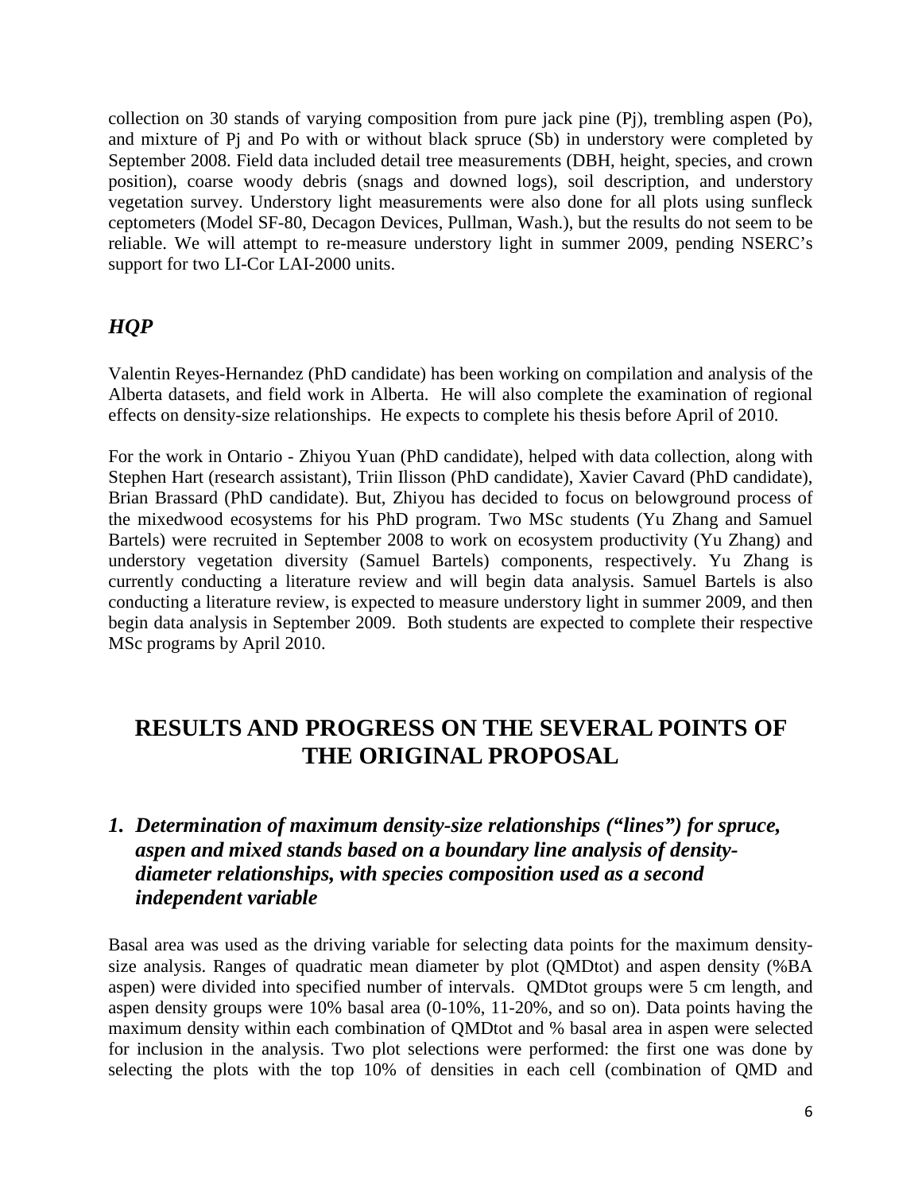collection on 30 stands of varying composition from pure jack pine (Pj), trembling aspen (Po), and mixture of Pj and Po with or without black spruce (Sb) in understory were completed by September 2008. Field data included detail tree measurements (DBH, height, species, and crown position), coarse woody debris (snags and downed logs), soil description, and understory vegetation survey. Understory light measurements were also done for all plots using sunfleck ceptometers (Model SF-80, Decagon Devices, Pullman, Wash.), but the results do not seem to be reliable. We will attempt to re-measure understory light in summer 2009, pending NSERC's support for two LI-Cor LAI-2000 units.

## *HQP*

Valentin Reyes-Hernandez (PhD candidate) has been working on compilation and analysis of the Alberta datasets, and field work in Alberta. He will also complete the examination of regional effects on density-size relationships. He expects to complete his thesis before April of 2010.

For the work in Ontario - Zhiyou Yuan (PhD candidate), helped with data collection, along with Stephen Hart (research assistant), Triin Ilisson (PhD candidate), Xavier Cavard (PhD candidate), Brian Brassard (PhD candidate). But, Zhiyou has decided to focus on belowground process of the mixedwood ecosystems for his PhD program. Two MSc students (Yu Zhang and Samuel Bartels) were recruited in September 2008 to work on ecosystem productivity (Yu Zhang) and understory vegetation diversity (Samuel Bartels) components, respectively. Yu Zhang is currently conducting a literature review and will begin data analysis. Samuel Bartels is also conducting a literature review, is expected to measure understory light in summer 2009, and then begin data analysis in September 2009. Both students are expected to complete their respective MSc programs by April 2010.

# RESULTS AND PROGRESS ON THE SEVERAL POINTS OF THE ORIGINAL PROPOSAL

## *1. Determination of maximum density-size relationships ("lines") for spruce, aspen and mixed stands based on a boundary line analysis of density-diameter relationships, with species composition used as a second independent variable*

Basal area was used as the driving variable for selecting data points for the maximum density-size analysis. Ranges of quadratic mean diameter by plot (QMDtot) and aspen density (%BA aspen) were divided into specified number of intervals. QMDtot groups were 5 cm length, and aspen density groups were 10% basal area (0-10%, 11-20%, and so on). Data points having the maximum density within each combination of QMDtot and % basal area in aspen were selected for inclusion in the analysis. Two plot selections were performed: the first one was done by selecting the plots with the top 10% of densities in each cell (combination of QMD and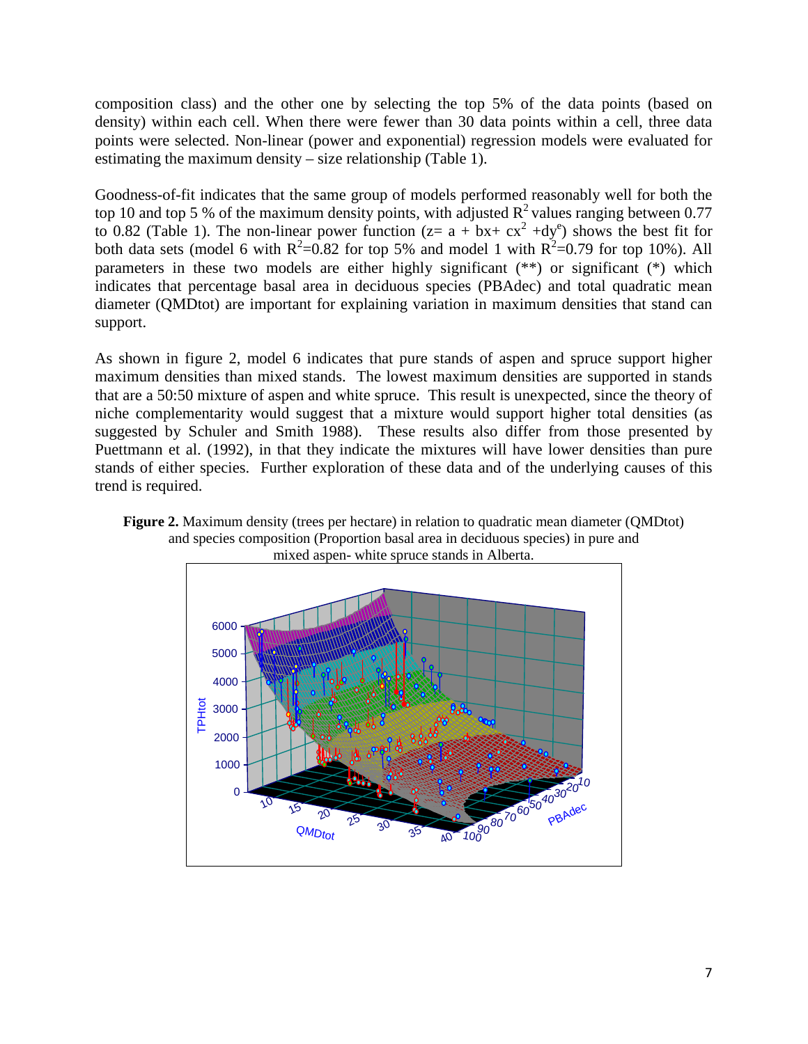composition class) and the other one by selecting the top 5% of the data points (based on density) within each cell. When there were fewer than 30 data points within a cell, three data points were selected. Non-linear (power and exponential) regression models were evaluated for estimating the maximum density – size relationship (Table 1).

Goodness-of-fit indicates that the same group of models performed reasonably well for both the top 10 and top 5 % of the maximum density points, with adjusted $R^2$ values ranging between 0.77 to 0.82 (Table 1). The non-linear power function ($z= a + bx+ cx^2 +dy^e$) shows the best fit for both data sets (model 6 with $R^2$=0.82 for top 5% and model 1 with $R^2$=0.79 for top 10%). All parameters in these two models are either highly significant (**) or significant (*) which indicates that percentage basal area in deciduous species (PBAdec) and total quadratic mean diameter (QMDtot) are important for explaining variation in maximum densities that stand can support.

As shown in figure 2, model 6 indicates that pure stands of aspen and spruce support higher maximum densities than mixed stands. The lowest maximum densities are supported in stands that are a 50:50 mixture of aspen and white spruce. This result is unexpected, since the theory of niche complementarity would suggest that a mixture would support higher total densities (as suggested by Schuler and Smith 1988). These results also differ from those presented by Puettmann et al. (1992), in that they indicate the mixtures will have lower densities than pure stands of either species. Further exploration of these data and of the underlying causes of this trend is required.

**Figure 2.** Maximum density (trees per hectare) in relation to quadratic mean diameter (QMDtot) and species composition (Proportion basal area in deciduous species) in pure and mixed aspen- white spruce stands in Alberta.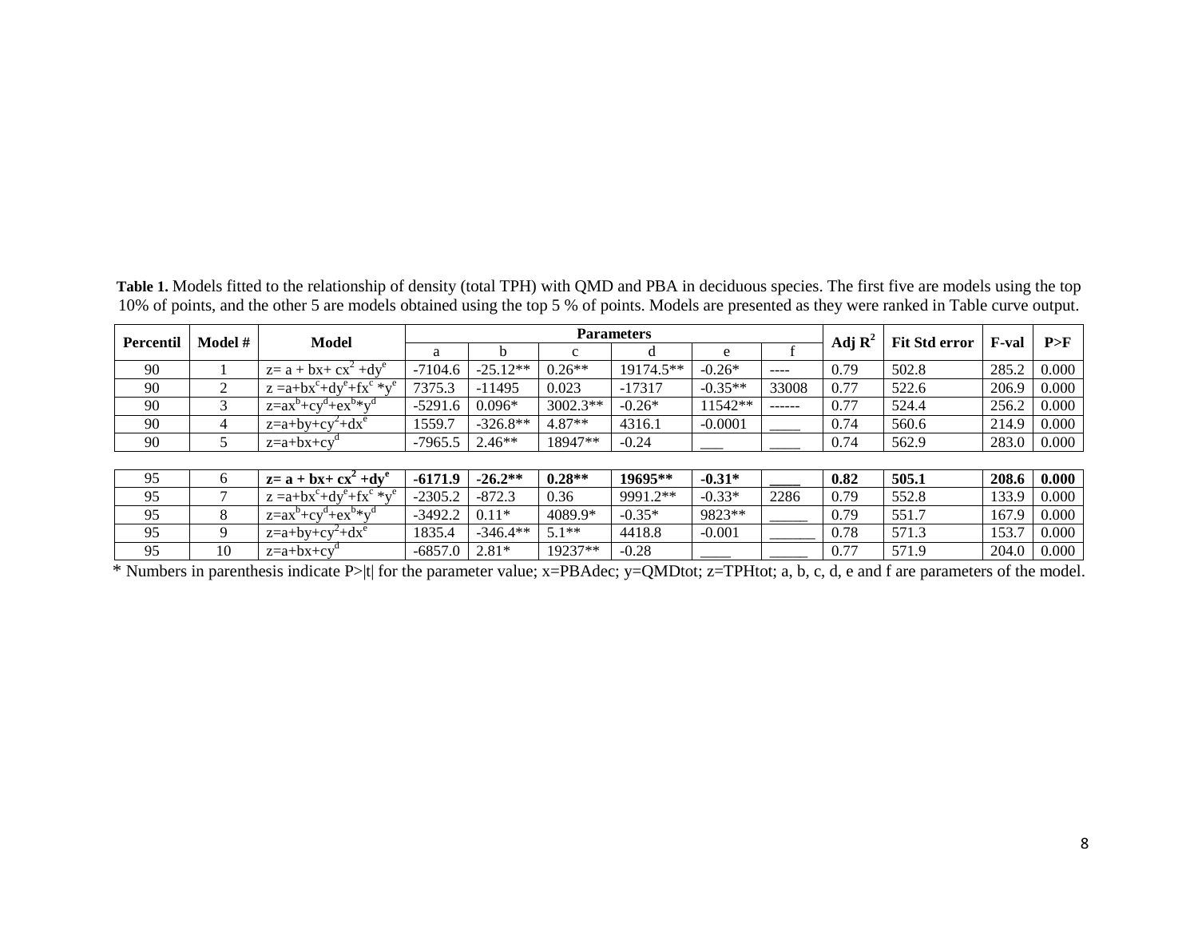**Table 1.** Models fitted to the relationship of density (total TPH) with QMD and PBA in deciduous species. The first five are models using the top 10% of points, and the other 5 are models obtained using the top 5 % of points. Models are presented as they were ranked in Table curve output.

| Percentil | Model # | Model | Parameters | | | | | | Adj $R^2$ | Fit Std error | F-val | P>F |
|---|---|---|---|---|---|---|---|---|---|---|---|---|
| | | | a | b | c | d | e | f | | | | |
| 90 | 1 | $z= a + bx+ cx^2 +dy^e$ | -7104.6 | -25.12** | 0.26** | 19174.5** | -0.26* | ---- | 0.79 | 502.8 | 285.2 | 0.000 |
| 90 | 2 | $z =a+bx^c+dy^e+fx^c *y^e$ | 7375.3 | -11495 | 0.023 | -17317 | -0.35** | 33008 | 0.77 | 522.6 | 206.9 | 0.000 |
| 90 | 3 | $z=ax^b+cy^d+ex^b*y^d$ | -5291.6 | 0.096* | 3002.3** | -0.26* | 11542** | ------ | 0.77 | 524.4 | 256.2 | 0.000 |
| 90 | 4 | $z=a+by+cy^2+dx^e$ | 1559.7 | -326.8** | 4.87** | 4316.1 | -0.0001 | ____ | 0.74 | 560.6 | 214.9 | 0.000 |
| 90 | 5 | $z=a+bx+cy^d$ | -7965.5 | 2.46** | 18947** | -0.24 | ___ | ____ | 0.74 | 562.9 | 283.0 | 0.000 |
| **95** | **6** | $\mathbf{z= a + bx+ cx^2 +dy^e}$ | **-6171.9** | **-26.2**** | **0.28**** | **19695**** | **-0.31*** | ____ | **0.82** | **505.1** | **208.6** | **0.000** |
| 95 | 7 | $z =a+bx^c+dy^e+fx^c *y^e$ | -2305.2 | -872.3 | 0.36 | 9991.2** | -0.33* | 2286 | 0.79 | 552.8 | 133.9 | 0.000 |
| 95 | 8 | $z=ax^b+cy^d+ex^b*y^d$ | -3492.2 | 0.11* | 4089.9* | -0.35* | 9823** | _____ | 0.79 | 551.7 | 167.9 | 0.000 |
| 95 | 9 | $z=a+by+cy^2+dx^e$ | 1835.4 | -346.4** | 5.1** | 4418.8 | -0.001 | ______ | 0.78 | 571.3 | 153.7 | 0.000 |
| 95 | 10 | $z=a+bx+cy^d$ | -6857.0 | 2.81* | 19237** | -0.28 | ____ | _____ | 0.77 | 571.9 | 204.0 | 0.000 |

* Numbers in parenthesis indicate P>|t| for the parameter value; x=PBAdec; y=QMDtot; z=TPHtot; a, b, c, d, e and f are parameters of the model.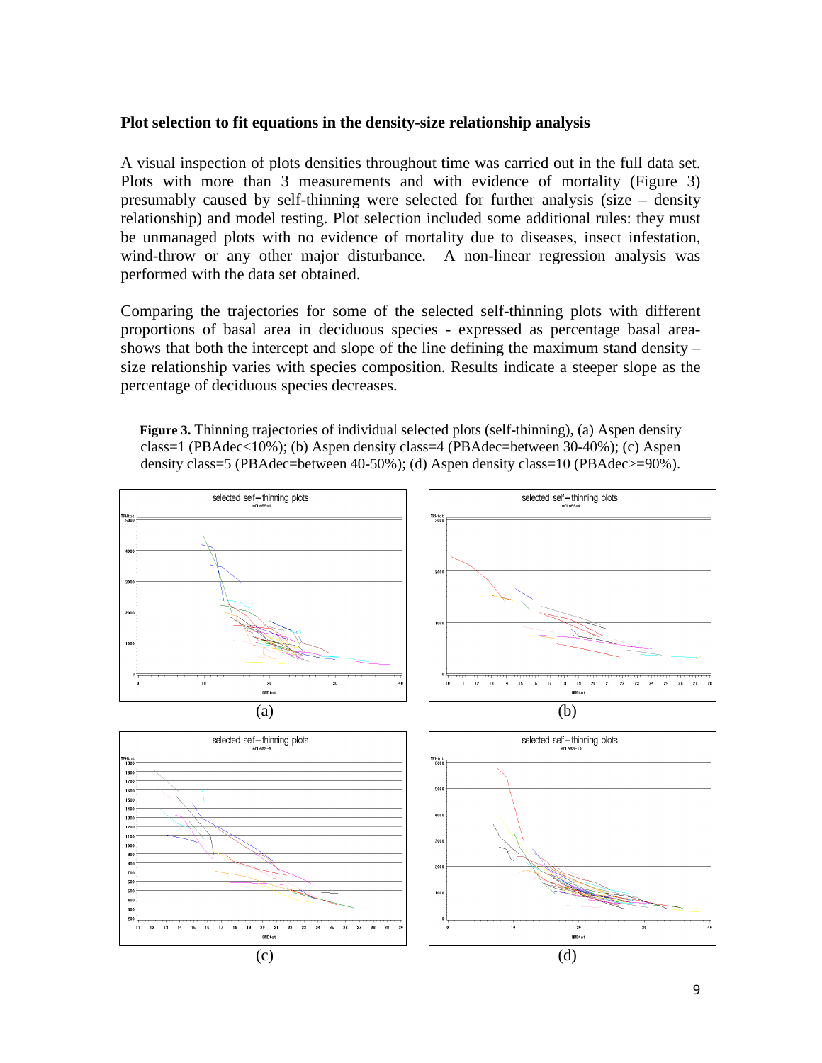**Plot selection to fit equations in the density-size relationship analysis**

A visual inspection of plots densities throughout time was carried out in the full data set. Plots with more than 3 measurements and with evidence of mortality (Figure 3) presumably caused by self-thinning were selected for further analysis (size – density relationship) and model testing. Plot selection included some additional rules: they must be unmanaged plots with no evidence of mortality due to diseases, insect infestation, wind-throw or any other major disturbance. A non-linear regression analysis was performed with the data set obtained.

Comparing the trajectories for some of the selected self-thinning plots with different proportions of basal area in deciduous species - expressed as percentage basal area-shows that both the intercept and slope of the line defining the maximum stand density – size relationship varies with species composition. Results indicate a steeper slope as the percentage of deciduous species decreases.

**Figure 3.** Thinning trajectories of individual selected plots (self-thinning), (a) Aspen density class=1 (PBAdec<10%); (b) Aspen density class=4 (PBAdec=between 30-40%); (c) Aspen density class=5 (PBAdec=between 40-50%); (d) Aspen density class=10 (PBAdec>=90%).

(a)

(b)

(c)

(d)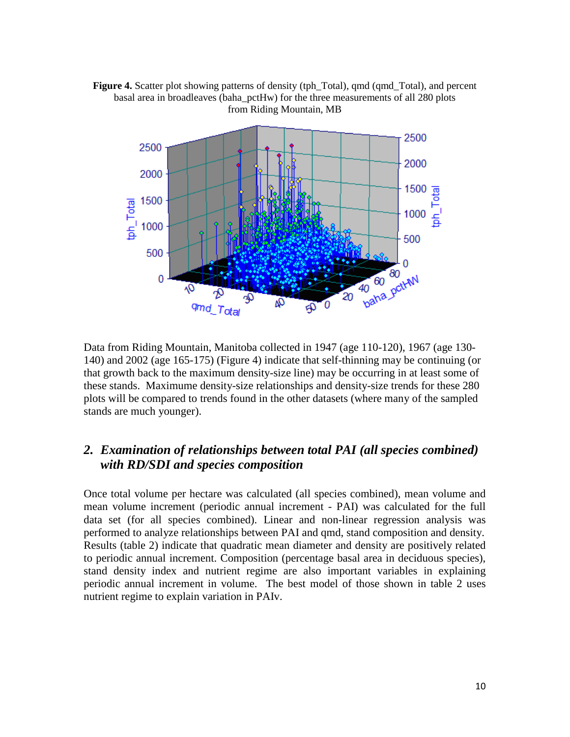**Figure 4.** Scatter plot showing patterns of density (tph_Total), qmd (qmd_Total), and percent basal area in broadleaves (baha_pctHw) for the three measurements of all 280 plots from Riding Mountain, MB

Data from Riding Mountain, Manitoba collected in 1947 (age 110-120), 1967 (age 130-140) and 2002 (age 165-175) (Figure 4) indicate that self-thinning may be continuing (or that growth back to the maximum density-size line) may be occurring in at least some of these stands. Maximume density-size relationships and density-size trends for these 280 plots will be compared to trends found in the other datasets (where many of the sampled stands are much younger).

## 2. *Examination of relationships between total PAI (all species combined) with RD/SDI and species composition*

Once total volume per hectare was calculated (all species combined), mean volume and mean volume increment (periodic annual increment - PAI) was calculated for the full data set (for all species combined). Linear and non-linear regression analysis was performed to analyze relationships between PAI and qmd, stand composition and density. Results (table 2) indicate that quadratic mean diameter and density are positively related to periodic annual increment. Composition (percentage basal area in deciduous species), stand density index and nutrient regime are also important variables in explaining periodic annual increment in volume. The best model of those shown in table 2 uses nutrient regime to explain variation in PAIv.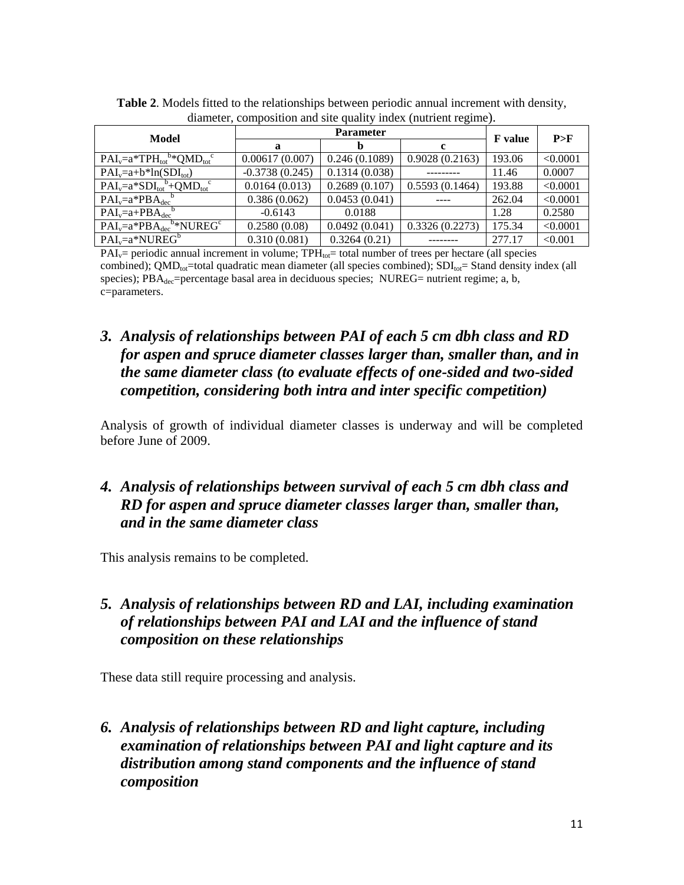**Table 2**. Models fitted to the relationships between periodic annual increment with density, diameter, composition and site quality index (nutrient regime).

| Model | Parameter | | | F value | P>F |
|---|---|---|---|---|---|
| | a | b | c | | |
| $PAI_v=a*TPH_{tot}^{b}*QMD_{tot}^{c}$ | 0.00617 (0.007) | 0.246 (0.1089) | 0.9028 (0.2163) | 193.06 | <0.0001 |
| $PAI_v=a+b*\ln(SDI_{tot})$ | -0.3738 (0.245) | 0.1314 (0.038) | --------- | 11.46 | 0.0007 |
| $PAI_v=a*SDI_{tot}^{b}+QMD_{tot}^{c}$ | 0.0164 (0.013) | 0.2689 (0.107) | 0.5593 (0.1464) | 193.88 | <0.0001 |
| $PAI_v=a*PBA_{dec}^{b}$ | 0.386 (0.062) | 0.0453 (0.041) | ---- | 262.04 | <0.0001 |
| $PAI_v=a+PBA_{dec}^{b}$ | -0.6143 | 0.0188 | | 1.28 | 0.2580 |
| $PAI_v=a*PBA_{dec}^{b}*NUREG^{c}$ | 0.2580 (0.08) | 0.0492 (0.041) | 0.3326 (0.2273) | 175.34 | <0.0001 |
| $PAI_v=a*NUREG^{b}$ | 0.310 (0.081) | 0.3264 (0.21) | -------- | 277.17 | <0.001 |

$PAI_v$= periodic annual increment in volume; $TPH_{tot}$= total number of trees per hectare (all species combined); $QMD_{tot}$=total quadratic mean diameter (all species combined); $SDI_{tot}$= Stand density index (all species); $PBA_{dec}$=percentage basal area in deciduous species; NUREG= nutrient regime; a, b, c=parameters.

### *3. Analysis of relationships between PAI of each 5 cm dbh class and RD for aspen and spruce diameter classes larger than, smaller than, and in the same diameter class (to evaluate effects of one-sided and two-sided competition, considering both intra and inter specific competition)*

Analysis of growth of individual diameter classes is underway and will be completed before June of 2009.

### *4. Analysis of relationships between survival of each 5 cm dbh class and RD for aspen and spruce diameter classes larger than, smaller than, and in the same diameter class*

This analysis remains to be completed.

### *5. Analysis of relationships between RD and LAI, including examination of relationships between PAI and LAI and the influence of stand composition on these relationships*

These data still require processing and analysis.

### *6. Analysis of relationships between RD and light capture, including examination of relationships between PAI and light capture and its distribution among stand components and the influence of stand composition*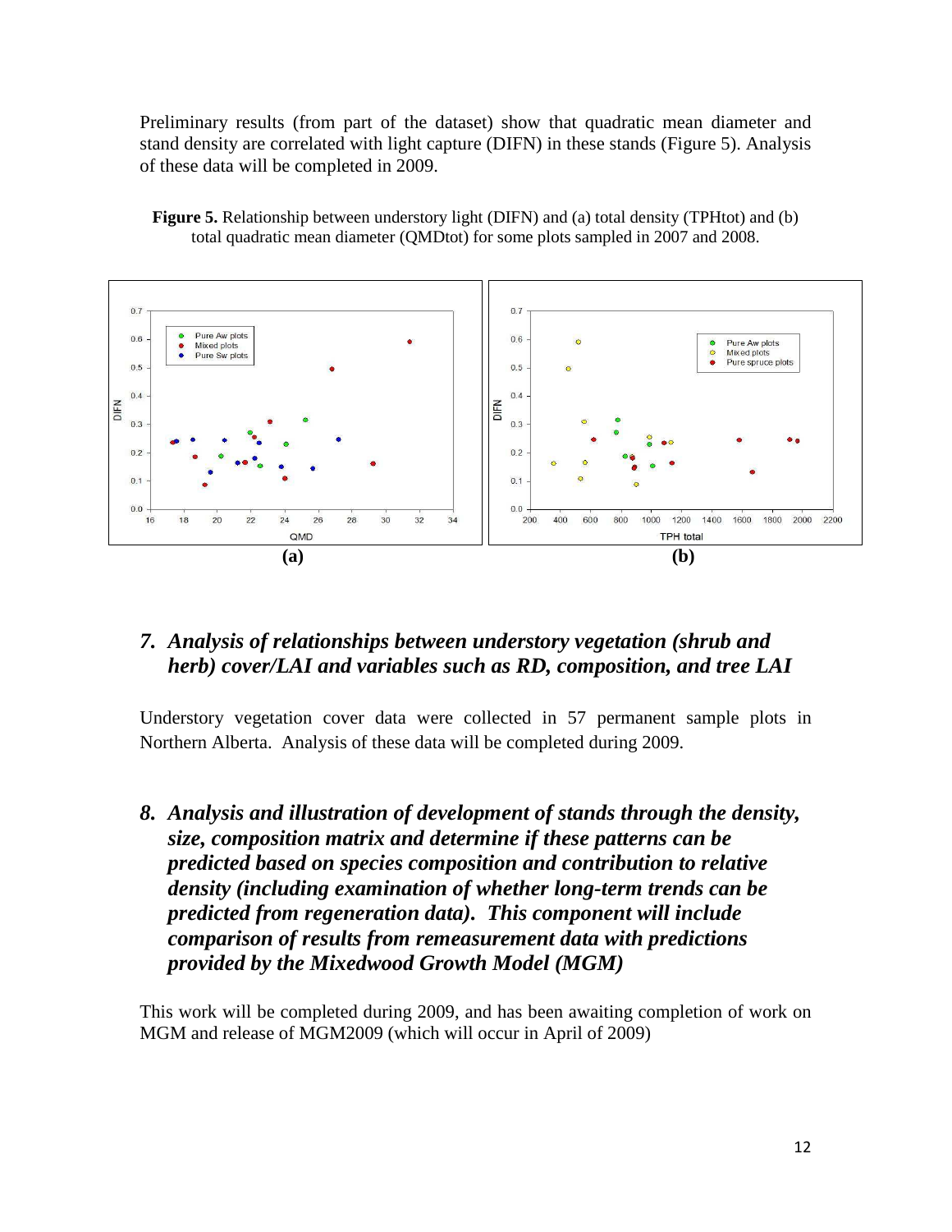Preliminary results (from part of the dataset) show that quadratic mean diameter and stand density are correlated with light capture (DIFN) in these stands (Figure 5). Analysis of these data will be completed in 2009.

**Figure 5.** Relationship between understory light (DIFN) and (a) total density (TPHtot) and (b) total quadratic mean diameter (QMDtot) for some plots sampled in 2007 and 2008.

**(a)** **(b)**

### *7. Analysis of relationships between understory vegetation (shrub and herb) cover/LAI and variables such as RD, composition, and tree LAI*

Understory vegetation cover data were collected in 57 permanent sample plots in Northern Alberta. Analysis of these data will be completed during 2009.

### *8. Analysis and illustration of development of stands through the density, size, composition matrix and determine if these patterns can be predicted based on species composition and contribution to relative density (including examination of whether long-term trends can be predicted from regeneration data). This component will include comparison of results from remeasurement data with predictions provided by the Mixedwood Growth Model (MGM)*

This work will be completed during 2009, and has been awaiting completion of work on MGM and release of MGM2009 (which will occur in April of 2009)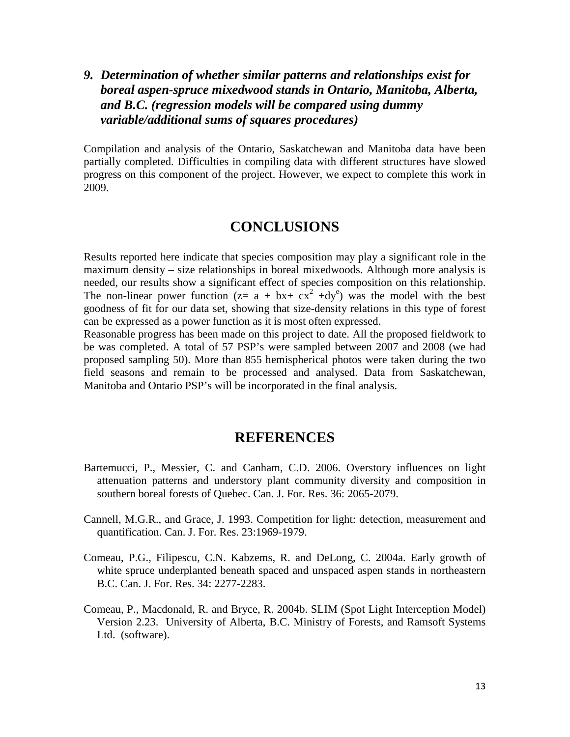### 9. *Determination of whether similar patterns and relationships exist for boreal aspen-spruce mixedwood stands in Ontario, Manitoba, Alberta, and B.C. (regression models will be compared using dummy variable/additional sums of squares procedures)*

Compilation and analysis of the Ontario, Saskatchewan and Manitoba data have been partially completed. Difficulties in compiling data with different structures have slowed progress on this component of the project. However, we expect to complete this work in 2009.

## CONCLUSIONS

Results reported here indicate that species composition may play a significant role in the maximum density – size relationships in boreal mixedwoods. Although more analysis is needed, our results show a significant effect of species composition on this relationship. The non-linear power function ($z = a + bx + cx^2 + dy^e$) was the model with the best goodness of fit for our data set, showing that size-density relations in this type of forest can be expressed as a power function as it is most often expressed.

Reasonable progress has been made on this project to date. All the proposed fieldwork to be was completed. A total of 57 PSP's were sampled between 2007 and 2008 (we had proposed sampling 50). More than 855 hemispherical photos were taken during the two field seasons and remain to be processed and analysed. Data from Saskatchewan, Manitoba and Ontario PSP's will be incorporated in the final analysis.

## REFERENCES

Bartemucci, P., Messier, C. and Canham, C.D. 2006. Overstory influences on light attenuation patterns and understory plant community diversity and composition in southern boreal forests of Quebec. Can. J. For. Res. 36: 2065-2079.

Cannell, M.G.R., and Grace, J. 1993. Competition for light: detection, measurement and quantification. Can. J. For. Res. 23:1969-1979.

Comeau, P.G., Filipescu, C.N. Kabzems, R. and DeLong, C. 2004a. Early growth of white spruce underplanted beneath spaced and unspaced aspen stands in northeastern B.C. Can. J. For. Res. 34: 2277-2283.

Comeau, P., Macdonald, R. and Bryce, R. 2004b. SLIM (Spot Light Interception Model) Version 2.23. University of Alberta, B.C. Ministry of Forests, and Ramsoft Systems Ltd. (software).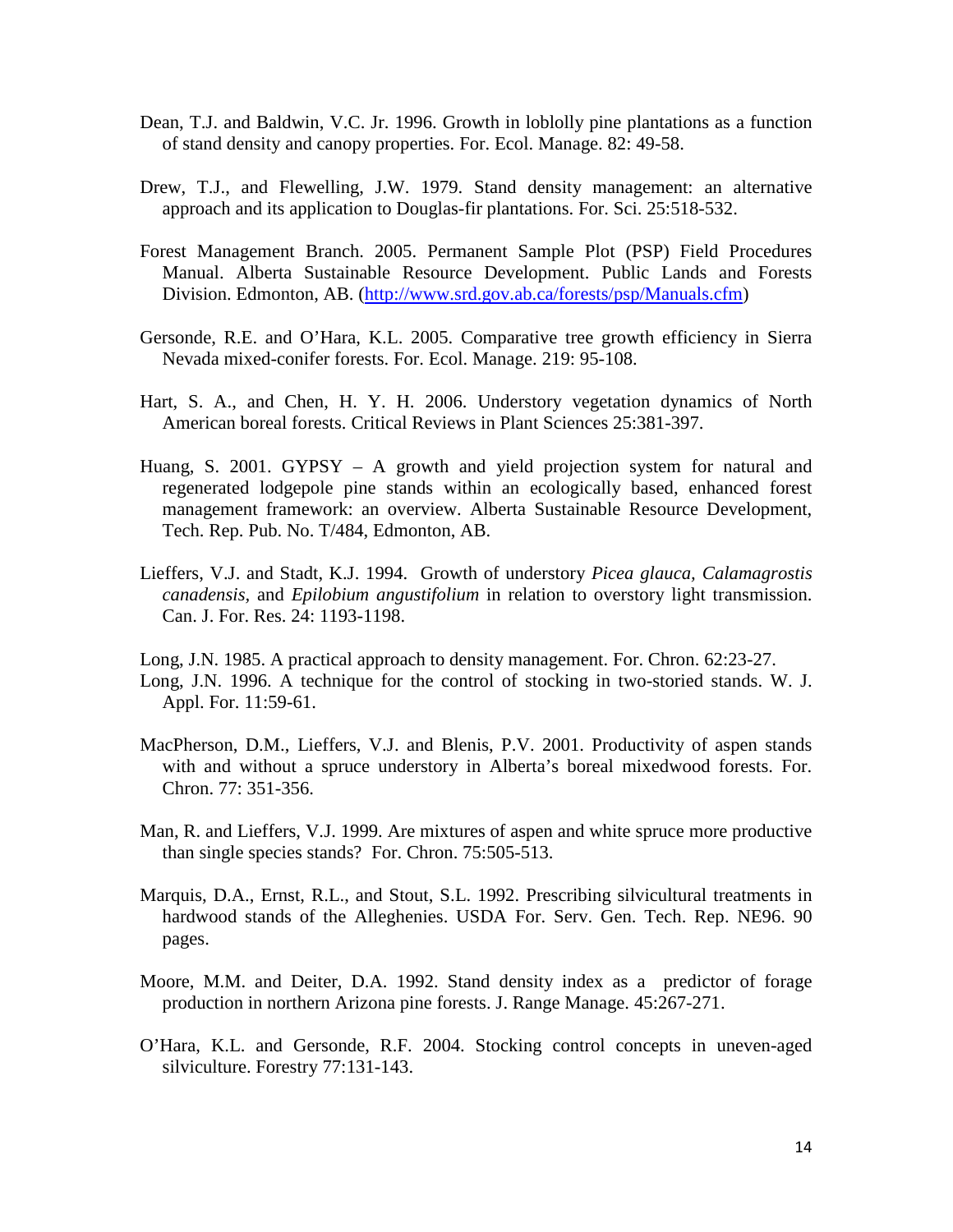Dean, T.J. and Baldwin, V.C. Jr. 1996. Growth in loblolly pine plantations as a function of stand density and canopy properties. For. Ecol. Manage. 82: 49-58.

Drew, T.J., and Flewelling, J.W. 1979. Stand density management: an alternative approach and its application to Douglas-fir plantations. For. Sci. 25:518-532.

Forest Management Branch. 2005. Permanent Sample Plot (PSP) Field Procedures Manual. Alberta Sustainable Resource Development. Public Lands and Forests Division. Edmonton, AB. (http://www.srd.gov.ab.ca/forests/psp/Manuals.cfm)

Gersonde, R.E. and O'Hara, K.L. 2005. Comparative tree growth efficiency in Sierra Nevada mixed-conifer forests. For. Ecol. Manage. 219: 95-108.

Hart, S. A., and Chen, H. Y. H. 2006. Understory vegetation dynamics of North American boreal forests. Critical Reviews in Plant Sciences 25:381-397.

Huang, S. 2001. GYPSY – A growth and yield projection system for natural and regenerated lodgepole pine stands within an ecologically based, enhanced forest management framework: an overview. Alberta Sustainable Resource Development, Tech. Rep. Pub. No. T/484, Edmonton, AB.

Lieffers, V.J. and Stadt, K.J. 1994. Growth of understory *Picea glauca*, *Calamagrostis canadensis*, and *Epilobium angustifolium* in relation to overstory light transmission. Can. J. For. Res. 24: 1193-1198.

Long, J.N. 1985. A practical approach to density management. For. Chron. 62:23-27.

Long, J.N. 1996. A technique for the control of stocking in two-storied stands. W. J. Appl. For. 11:59-61.

MacPherson, D.M., Lieffers, V.J. and Blenis, P.V. 2001. Productivity of aspen stands with and without a spruce understory in Alberta's boreal mixedwood forests. For. Chron. 77: 351-356.

Man, R. and Lieffers, V.J. 1999. Are mixtures of aspen and white spruce more productive than single species stands? For. Chron. 75:505-513.

Marquis, D.A., Ernst, R.L., and Stout, S.L. 1992. Prescribing silvicultural treatments in hardwood stands of the Alleghenies. USDA For. Serv. Gen. Tech. Rep. NE96. 90 pages.

Moore, M.M. and Deiter, D.A. 1992. Stand density index as a predictor of forage production in northern Arizona pine forests. J. Range Manage. 45:267-271.

O'Hara, K.L. and Gersonde, R.F. 2004. Stocking control concepts in uneven-aged silviculture. Forestry 77:131-143.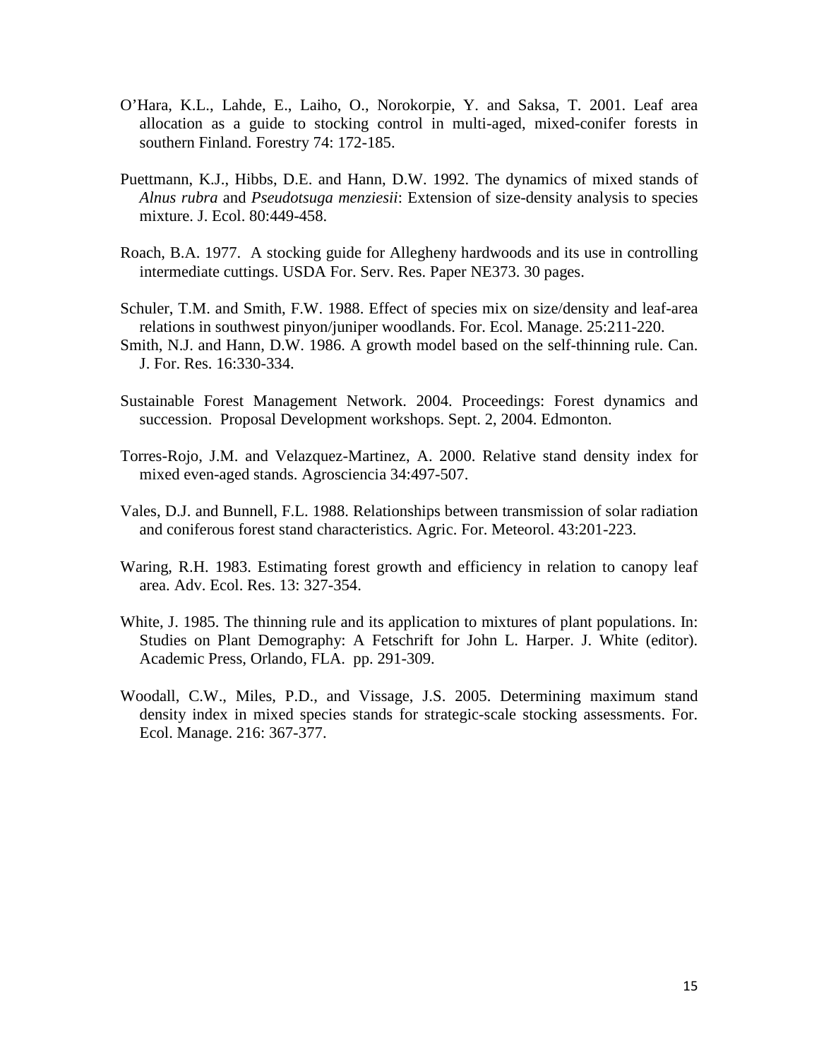O'Hara, K.L., Lahde, E., Laiho, O., Norokorpie, Y. and Saksa, T. 2001. Leaf area allocation as a guide to stocking control in multi-aged, mixed-conifer forests in southern Finland. Forestry 74: 172-185.

Puettmann, K.J., Hibbs, D.E. and Hann, D.W. 1992. The dynamics of mixed stands of *Alnus rubra* and *Pseudotsuga menziesii*: Extension of size-density analysis to species mixture. J. Ecol. 80:449-458.

Roach, B.A. 1977. A stocking guide for Allegheny hardwoods and its use in controlling intermediate cuttings. USDA For. Serv. Res. Paper NE373. 30 pages.

Schuler, T.M. and Smith, F.W. 1988. Effect of species mix on size/density and leaf-area relations in southwest pinyon/juniper woodlands. For. Ecol. Manage. 25:211-220.

Smith, N.J. and Hann, D.W. 1986. A growth model based on the self-thinning rule. Can. J. For. Res. 16:330-334.

Sustainable Forest Management Network. 2004. Proceedings: Forest dynamics and succession. Proposal Development workshops. Sept. 2, 2004. Edmonton.

Torres-Rojo, J.M. and Velazquez-Martinez, A. 2000. Relative stand density index for mixed even-aged stands. Agrosciencia 34:497-507.

Vales, D.J. and Bunnell, F.L. 1988. Relationships between transmission of solar radiation and coniferous forest stand characteristics. Agric. For. Meteorol. 43:201-223.

Waring, R.H. 1983. Estimating forest growth and efficiency in relation to canopy leaf area. Adv. Ecol. Res. 13: 327-354.

White, J. 1985. The thinning rule and its application to mixtures of plant populations. In: Studies on Plant Demography: A Fetschrift for John L. Harper. J. White (editor). Academic Press, Orlando, FLA. pp. 291-309.

Woodall, C.W., Miles, P.D., and Vissage, J.S. 2005. Determining maximum stand density index in mixed species stands for strategic-scale stocking assessments. For. Ecol. Manage. 216: 367-377.